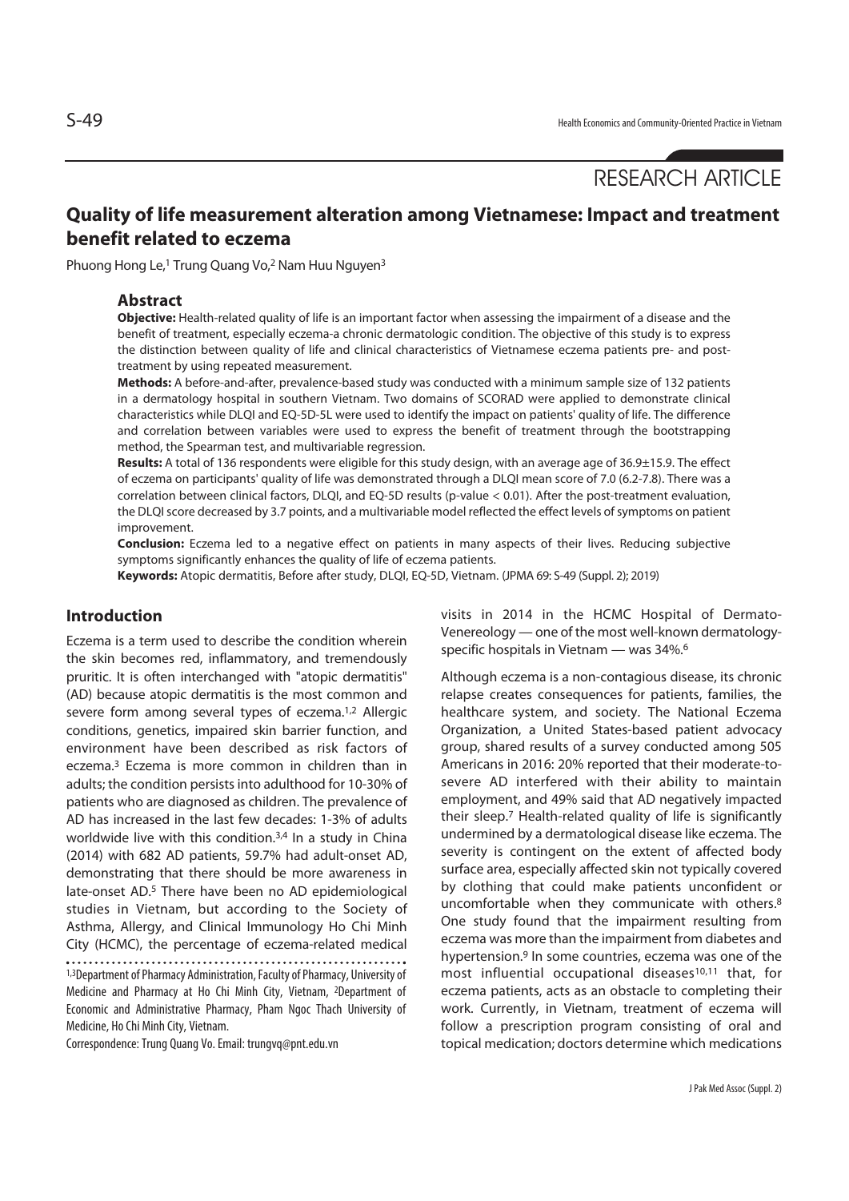RESEARCH ARTICLE

# Quality of life measurement alteration among Vietnamese: Impact and treatment benefit related to eczema

Phuong Hong Le,[1] Trung Quang Vo,[2] Nam Huu Nguyen[3]

## Abstract

**Objective:** Health-related quality of life is an important factor when assessing the impairment of a disease and the benefit of treatment, especially eczema-a chronic dermatologic condition. The objective of this study is to express the distinction between quality of life and clinical characteristics of Vietnamese eczema patients pre- and post-treatment by using repeated measurement.

**Methods:** A before-and-after, prevalence-based study was conducted with a minimum sample size of 132 patients in a dermatology hospital in southern Vietnam. Two domains of SCORAD were applied to demonstrate clinical characteristics while DLQI and EQ-5D-5L were used to identify the impact on patients' quality of life. The difference and correlation between variables were used to express the benefit of treatment through the bootstrapping method, the Spearman test, and multivariable regression.

**Results:** A total of 136 respondents were eligible for this study design, with an average age of 36.9±15.9. The effect of eczema on participants' quality of life was demonstrated through a DLQI mean score of 7.0 (6.2-7.8). There was a correlation between clinical factors, DLQI, and EQ-5D results (p-value < 0.01). After the post-treatment evaluation, the DLQI score decreased by 3.7 points, and a multivariable model reflected the effect levels of symptoms on patient improvement.

**Conclusion:** Eczema led to a negative effect on patients in many aspects of their lives. Reducing subjective symptoms significantly enhances the quality of life of eczema patients.

**Keywords:** Atopic dermatitis, Before after study, DLQI, EQ-5D, Vietnam. (JPMA 69: S-49 (Suppl. 2); 2019)

## Introduction

Eczema is a term used to describe the condition wherein the skin becomes red, inflammatory, and tremendously pruritic. It is often interchanged with "atopic dermatitis" (AD) because atopic dermatitis is the most common and severe form among several types of eczema.[1,2] Allergic conditions, genetics, impaired skin barrier function, and environment have been described as risk factors of eczema.[3] Eczema is more common in children than in adults; the condition persists into adulthood for 10-30% of patients who are diagnosed as children. The prevalence of AD has increased in the last few decades: 1-3% of adults worldwide live with this condition.[3,4] In a study in China (2014) with 682 AD patients, 59.7% had adult-onset AD, demonstrating that there should be more awareness in late-onset AD.[5] There have been no AD epidemiological studies in Vietnam, but according to the Society of Asthma, Allergy, and Clinical Immunology Ho Chi Minh City (HCMC), the percentage of eczema-related medical visits in 2014 in the HCMC Hospital of Dermato-Venereology — one of the most well-known dermatology-specific hospitals in Vietnam — was 34%.[6]

Although eczema is a non-contagious disease, its chronic relapse creates consequences for patients, families, the healthcare system, and society. The National Eczema Organization, a United States-based patient advocacy group, shared results of a survey conducted among 505 Americans in 2016: 20% reported that their moderate-to-severe AD interfered with their ability to maintain employment, and 49% said that AD negatively impacted their sleep.[7] Health-related quality of life is significantly undermined by a dermatological disease like eczema. The severity is contingent on the extent of affected body surface area, especially affected skin not typically covered by clothing that could make patients unconfident or uncomfortable when they communicate with others.[8] One study found that the impairment resulting from eczema was more than the impairment from diabetes and hypertension.[9] In some countries, eczema was one of the most influential occupational diseases[10,11] that, for eczema patients, acts as an obstacle to completing their work. Currently, in Vietnam, treatment of eczema will follow a prescription program consisting of oral and topical medication; doctors determine which medications

[1,3]Department of Pharmacy Administration, Faculty of Pharmacy, University of Medicine and Pharmacy at Ho Chi Minh City, Vietnam, [2]Department of Economic and Administrative Pharmacy, Pham Ngoc Thach University of Medicine, Ho Chi Minh City, Vietnam.

Correspondence: Trung Quang Vo. Email: trungvq@pnt.edu.vn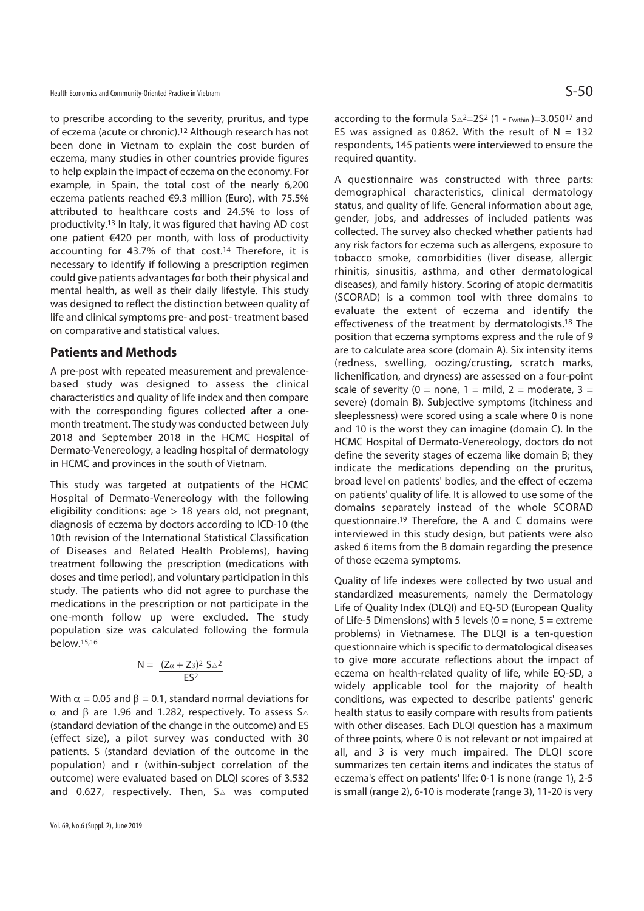to prescribe according to the severity, pruritus, and type of eczema (acute or chronic).[12] Although research has not been done in Vietnam to explain the cost burden of eczema, many studies in other countries provide figures to help explain the impact of eczema on the economy. For example, in Spain, the total cost of the nearly 6,200 eczema patients reached €9.3 million (Euro), with 75.5% attributed to healthcare costs and 24.5% to loss of productivity.[13] In Italy, it was figured that having AD cost one patient €420 per month, with loss of productivity accounting for 43.7% of that cost.[14] Therefore, it is necessary to identify if following a prescription regimen could give patients advantages for both their physical and mental health, as well as their daily lifestyle. This study was designed to reflect the distinction between quality of life and clinical symptoms pre- and post- treatment based on comparative and statistical values.

## Patients and Methods

A pre-post with repeated measurement and prevalence-based study was designed to assess the clinical characteristics and quality of life index and then compare with the corresponding figures collected after a one-month treatment. The study was conducted between July 2018 and September 2018 in the HCMC Hospital of Dermato-Venereology, a leading hospital of dermatology in HCMC and provinces in the south of Vietnam.

This study was targeted at outpatients of the HCMC Hospital of Dermato-Venereology with the following eligibility conditions: age $\geq$ 18 years old, not pregnant, diagnosis of eczema by doctors according to ICD-10 (the 10th revision of the International Statistical Classification of Diseases and Related Health Problems), having treatment following the prescription (medications with doses and time period), and voluntary participation in this study. The patients who did not agree to purchase the medications in the prescription or not participate in the one-month follow up were excluded. The study population size was calculated following the formula below.[15,16]

$$N = \frac{(Z_{\alpha} + Z_{\beta})^2 \, S_{\triangle}^2}{ES^2}$$

With $\alpha = 0.05$ and $\beta = 0.1$, standard normal deviations for $\alpha$ and $\beta$ are 1.96 and 1.282, respectively. To assess $S_{\triangle}$ (standard deviation of the change in the outcome) and ES (effect size), a pilot survey was conducted with 30 patients. S (standard deviation of the outcome in the population) and r (within-subject correlation of the outcome) were evaluated based on DLQI scores of 3.532 and 0.627, respectively. Then, $S_{\triangle}$ was computed according to the formula $S_{\triangle}^2 = 2S^2 (1 - r_{within}) = 3.050$[17] and ES was assigned as 0.862. With the result of N = 132 respondents, 145 patients were interviewed to ensure the required quantity.

A questionnaire was constructed with three parts: demographical characteristics, clinical dermatology status, and quality of life. General information about age, gender, jobs, and addresses of included patients was collected. The survey also checked whether patients had any risk factors for eczema such as allergens, exposure to tobacco smoke, comorbidities (liver disease, allergic rhinitis, sinusitis, asthma, and other dermatological diseases), and family history. Scoring of atopic dermatitis (SCORAD) is a common tool with three domains to evaluate the extent of eczema and identify the effectiveness of the treatment by dermatologists.[18] The position that eczema symptoms express and the rule of 9 are to calculate area score (domain A). Six intensity items (redness, swelling, oozing/crusting, scratch marks, lichenification, and dryness) are assessed on a four-point scale of severity (0 = none, 1 = mild, 2 = moderate, 3 = severe) (domain B). Subjective symptoms (itchiness and sleeplessness) were scored using a scale where 0 is none and 10 is the worst they can imagine (domain C). In the HCMC Hospital of Dermato-Venereology, doctors do not define the severity stages of eczema like domain B; they indicate the medications depending on the pruritus, broad level on patients' bodies, and the effect of eczema on patients' quality of life. It is allowed to use some of the domains separately instead of the whole SCORAD questionnaire.[19] Therefore, the A and C domains were interviewed in this study design, but patients were also asked 6 items from the B domain regarding the presence of those eczema symptoms.

Quality of life indexes were collected by two usual and standardized measurements, namely the Dermatology Life of Quality Index (DLQI) and EQ-5D (European Quality of Life-5 Dimensions) with 5 levels (0 = none, 5 = extreme problems) in Vietnamese. The DLQI is a ten-question questionnaire which is specific to dermatological diseases to give more accurate reflections about the impact of eczema on health-related quality of life, while EQ-5D, a widely applicable tool for the majority of health conditions, was expected to describe patients' generic health status to easily compare with results from patients with other diseases. Each DLQI question has a maximum of three points, where 0 is not relevant or not impaired at all, and 3 is very much impaired. The DLQI score summarizes ten certain items and indicates the status of eczema's effect on patients' life: 0-1 is none (range 1), 2-5 is small (range 2), 6-10 is moderate (range 3), 11-20 is very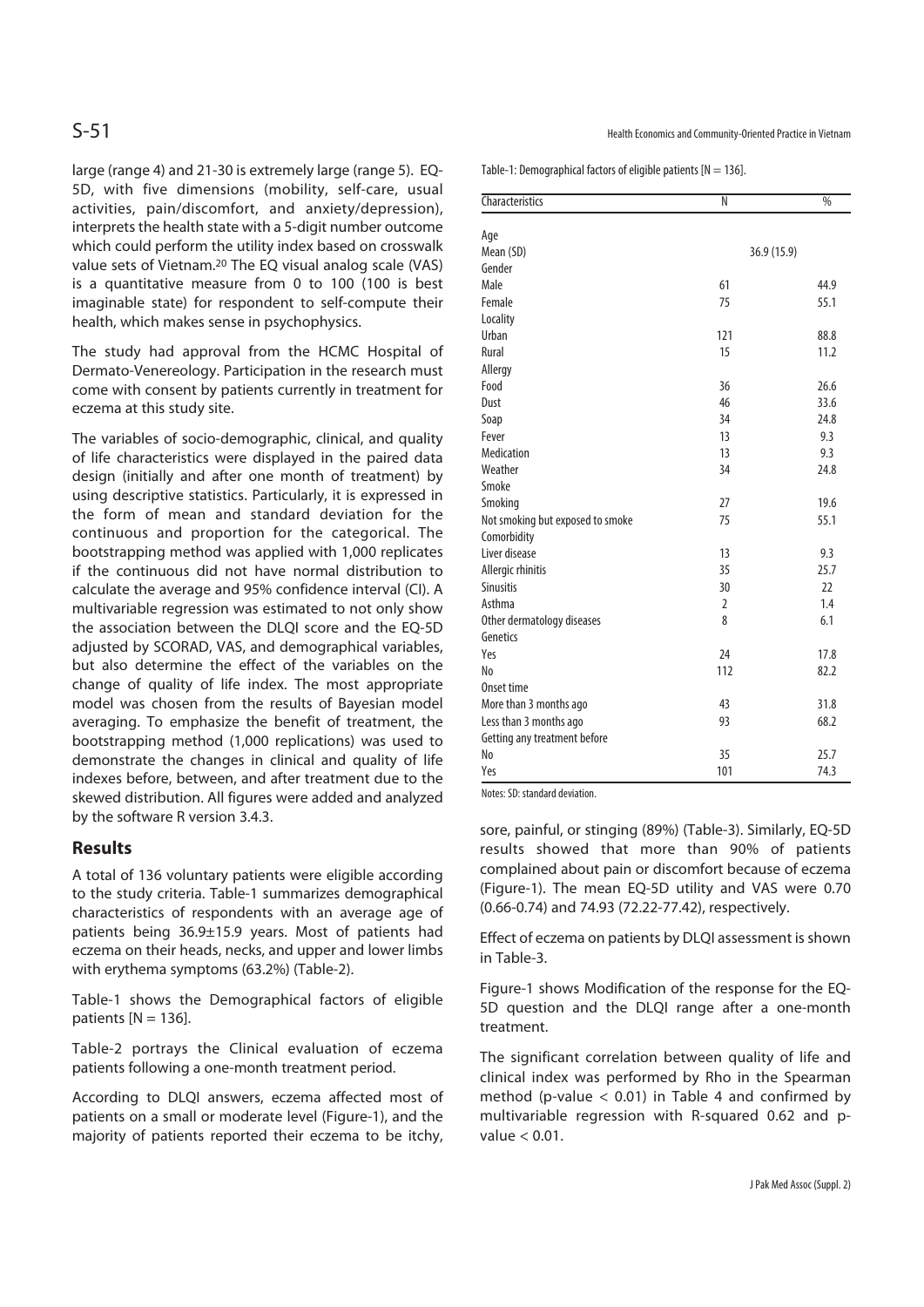large (range 4) and 21-30 is extremely large (range 5). EQ-5D, with five dimensions (mobility, self-care, usual activities, pain/discomfort, and anxiety/depression), interprets the health state with a 5-digit number outcome which could perform the utility index based on crosswalk value sets of Vietnam.[20] The EQ visual analog scale (VAS) is a quantitative measure from 0 to 100 (100 is best imaginable state) for respondent to self-compute their health, which makes sense in psychophysics.

The study had approval from the HCMC Hospital of Dermato-Venereology. Participation in the research must come with consent by patients currently in treatment for eczema at this study site.

The variables of socio-demographic, clinical, and quality of life characteristics were displayed in the paired data design (initially and after one month of treatment) by using descriptive statistics. Particularly, it is expressed in the form of mean and standard deviation for the continuous and proportion for the categorical. The bootstrapping method was applied with 1,000 replicates if the continuous did not have normal distribution to calculate the average and 95% confidence interval (CI). A multivariable regression was estimated to not only show the association between the DLQI score and the EQ-5D adjusted by SCORAD, VAS, and demographical variables, but also determine the effect of the variables on the change of quality of life index. The most appropriate model was chosen from the results of Bayesian model averaging. To emphasize the benefit of treatment, the bootstrapping method (1,000 replications) was used to demonstrate the changes in clinical and quality of life indexes before, between, and after treatment due to the skewed distribution. All figures were added and analyzed by the software R version 3.4.3.

## Results

A total of 136 voluntary patients were eligible according to the study criteria. Table-1 summarizes demographical characteristics of respondents with an average age of patients being 36.9±15.9 years. Most of patients had eczema on their heads, necks, and upper and lower limbs with erythema symptoms (63.2%) (Table-2).

Table-1 shows the Demographical factors of eligible patients [N = 136].

Table-2 portrays the Clinical evaluation of eczema patients following a one-month treatment period.

According to DLQI answers, eczema affected most of patients on a small or moderate level (Figure-1), and the majority of patients reported their eczema to be itchy, sore, painful, or stinging (89%) (Table-3). Similarly, EQ-5D results showed that more than 90% of patients complained about pain or discomfort because of eczema (Figure-1). The mean EQ-5D utility and VAS were 0.70 (0.66-0.74) and 74.93 (72.22-77.42), respectively.

Effect of eczema on patients by DLQI assessment is shown in Table-3.

Figure-1 shows Modification of the response for the EQ-5D question and the DLQI range after a one-month treatment.

The significant correlation between quality of life and clinical index was performed by Rho in the Spearman method (p-value < 0.01) in Table 4 and confirmed by multivariable regression with R-squared 0.62 and p-value < 0.01.

Table-1: Demographical factors of eligible patients [N = 136].

| Characteristics | N | % |
|---|---|---|
| Age | | |
| Mean (SD) | 36.9 (15.9) | |
| Gender | | |
| Male | 61 | 44.9 |
| Female | 75 | 55.1 |
| Locality | | |
| Urban | 121 | 88.8 |
| Rural | 15 | 11.2 |
| Allergy | | |
| Food | 36 | 26.6 |
| Dust | 46 | 33.6 |
| Soap | 34 | 24.8 |
| Fever | 13 | 9.3 |
| Medication | 13 | 9.3 |
| Weather | 34 | 24.8 |
| Smoke | | |
| Smoking | 27 | 19.6 |
| Not smoking but exposed to smoke | 75 | 55.1 |
| Comorbidity | | |
| Liver disease | 13 | 9.3 |
| Allergic rhinitis | 35 | 25.7 |
| Sinusitis | 30 | 22 |
| Asthma | 2 | 1.4 |
| Other dermatology diseases | 8 | 6.1 |
| Genetics | | |
| Yes | 24 | 17.8 |
| No | 112 | 82.2 |
| Onset time | | |
| More than 3 months ago | 43 | 31.8 |
| Less than 3 months ago | 93 | 68.2 |
| Getting any treatment before | | |
| No | 35 | 25.7 |
| Yes | 101 | 74.3 |

Notes: SD: standard deviation.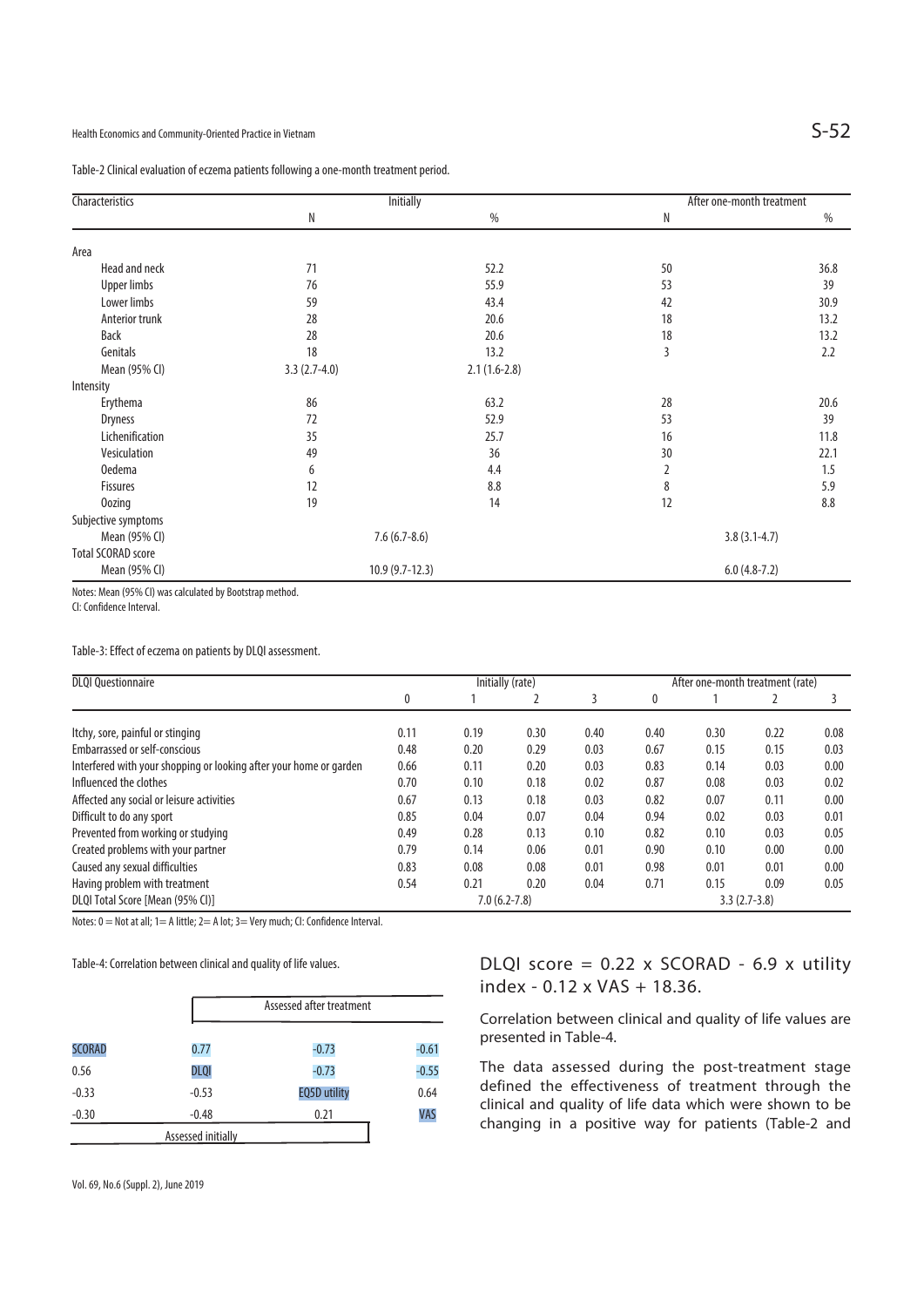Table-2 Clinical evaluation of eczema patients following a one-month treatment period.

| Characteristics | Initially | | After one-month treatment | |
|---|---|---|---|---|
| | N | % | N | % |
| Area | | | | |
| Head and neck | 71 | 52.2 | 50 | 36.8 |
| Upper limbs | 76 | 55.9 | 53 | 39 |
| Lower limbs | 59 | 43.4 | 42 | 30.9 |
| Anterior trunk | 28 | 20.6 | 18 | 13.2 |
| Back | 28 | 20.6 | 18 | 13.2 |
| Genitals | 18 | 13.2 | 3 | 2.2 |
| Mean (95% CI) | 3.3 (2.7-4.0) | 2.1 (1.6-2.8) | | |
| Intensity | | | | |
| Erythema | 86 | 63.2 | 28 | 20.6 |
| Dryness | 72 | 52.9 | 53 | 39 |
| Lichenification | 35 | 25.7 | 16 | 11.8 |
| Vesiculation | 49 | 36 | 30 | 22.1 |
| Oedema | 6 | 4.4 | 2 | 1.5 |
| Fissures | 12 | 8.8 | 8 | 5.9 |
| Oozing | 19 | 14 | 12 | 8.8 |
| Subjective symptoms | | | | |
| Mean (95% CI) | 7.6 (6.7-8.6) | | 3.8 (3.1-4.7) | |
| Total SCORAD score | | | | |
| Mean (95% CI) | 10.9 (9.7-12.3) | | 6.0 (4.8-7.2) | |

Notes: Mean (95% CI) was calculated by Bootstrap method.
CI: Confidence Interval.

Table-3: Effect of eczema on patients by DLQI assessment.

| DLQI Questionnaire | Initially (rate) | | | | After one-month treatment (rate) | | | |
|---|---|---|---|---|---|---|---|---|
| | 0 | 1 | 2 | 3 | 0 | 1 | 2 | 3 |
| Itchy, sore, painful or stinging | 0.11 | 0.19 | 0.30 | 0.40 | 0.40 | 0.30 | 0.22 | 0.08 |
| Embarrassed or self-conscious | 0.48 | 0.20 | 0.29 | 0.03 | 0.67 | 0.15 | 0.15 | 0.03 |
| Interfered with your shopping or looking after your home or garden | 0.66 | 0.11 | 0.20 | 0.03 | 0.83 | 0.14 | 0.03 | 0.00 |
| Influenced the clothes | 0.70 | 0.10 | 0.18 | 0.02 | 0.87 | 0.08 | 0.03 | 0.02 |
| Affected any social or leisure activities | 0.67 | 0.13 | 0.18 | 0.03 | 0.82 | 0.07 | 0.11 | 0.00 |
| Difficult to do any sport | 0.85 | 0.04 | 0.07 | 0.04 | 0.94 | 0.02 | 0.03 | 0.01 |
| Prevented from working or studying | 0.49 | 0.28 | 0.13 | 0.10 | 0.82 | 0.10 | 0.03 | 0.05 |
| Created problems with your partner | 0.79 | 0.14 | 0.06 | 0.01 | 0.90 | 0.10 | 0.00 | 0.00 |
| Caused any sexual difficulties | 0.83 | 0.08 | 0.08 | 0.01 | 0.98 | 0.01 | 0.01 | 0.00 |
| Having problem with treatment | 0.54 | 0.21 | 0.20 | 0.04 | 0.71 | 0.15 | 0.09 | 0.05 |
| DLQI Total Score [Mean (95% CI)] | 7.0 (6.2-7.8) | | | | 3.3 (2.7-3.8) | | | |

Notes: 0 = Not at all; 1= A little; 2= A lot; 3= Very much; CI: Confidence Interval.

Table-4: Correlation between clinical and quality of life values.

| | Assessed after treatment | | |
|---|---|---|---|
| SCORAD | 0.77 | -0.73 | -0.61 |
| 0.56 | DLQI | -0.73 | -0.55 |
| -0.33 | -0.53 | EQ5D utility | 0.64 |
| -0.30 | -0.48 | 0.21 | VAS |
| Assessed initially | | | |

DLQI score = 0.22 x SCORAD - 6.9 x utility index - 0.12 x VAS + 18.36.

Correlation between clinical and quality of life values are presented in Table-4.

The data assessed during the post-treatment stage defined the effectiveness of treatment through the clinical and quality of life data which were shown to be changing in a positive way for patients (Table-2 and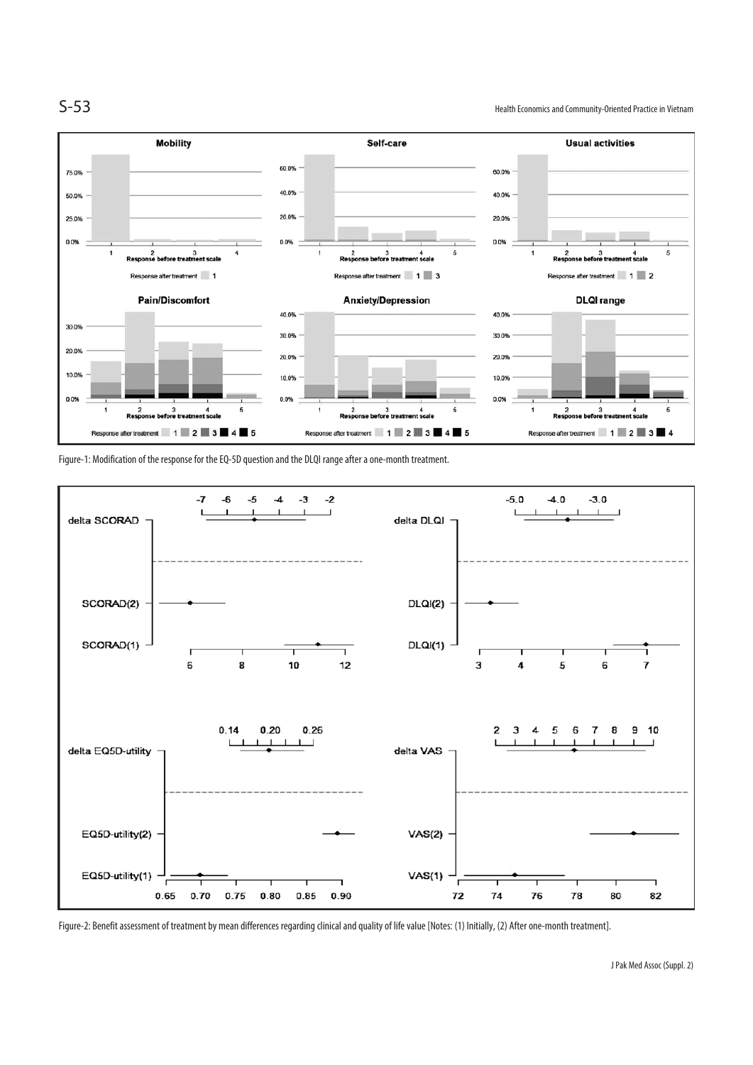Figure-1: Modification of the response for the EQ-5D question and the DLQI range after a one-month treatment.

Figure-2: Benefit assessment of treatment by mean differences regarding clinical and quality of life value [Notes: (1) Initially, (2) After one-month treatment].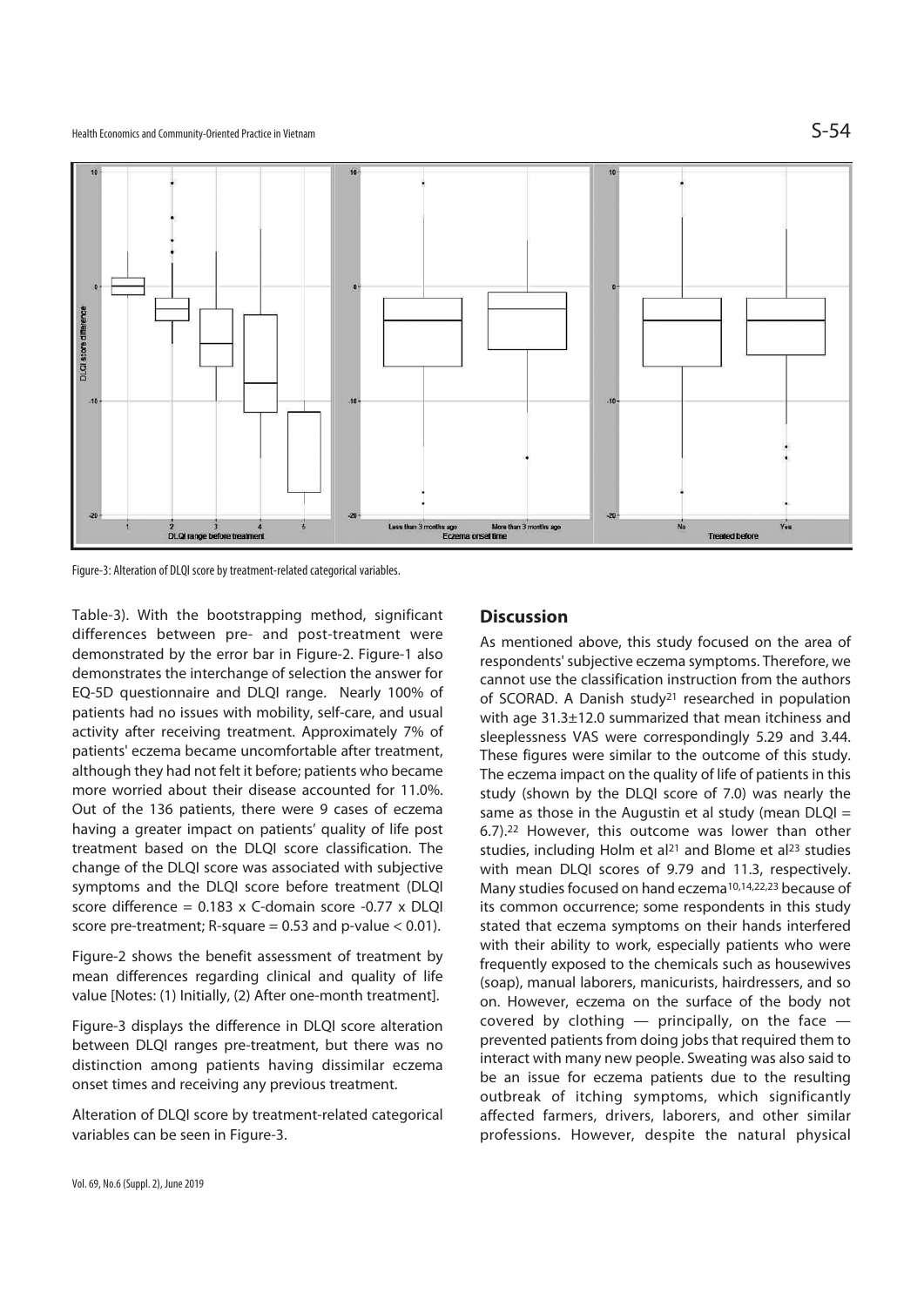Figure-3: Alteration of DLQI score by treatment-related categorical variables.

Table-3). With the bootstrapping method, significant differences between pre- and post-treatment were demonstrated by the error bar in Figure-2. Figure-1 also demonstrates the interchange of selection the answer for EQ-5D questionnaire and DLQI range. Nearly 100% of patients had no issues with mobility, self-care, and usual activity after receiving treatment. Approximately 7% of patients' eczema became uncomfortable after treatment, although they had not felt it before; patients who became more worried about their disease accounted for 11.0%. Out of the 136 patients, there were 9 cases of eczema having a greater impact on patients' quality of life post treatment based on the DLQI score classification. The change of the DLQI score was associated with subjective symptoms and the DLQI score before treatment (DLQI score difference = 0.183 x C-domain score -0.77 x DLQI score pre-treatment; R-square = 0.53 and p-value < 0.01).

Figure-2 shows the benefit assessment of treatment by mean differences regarding clinical and quality of life value [Notes: (1) Initially, (2) After one-month treatment].

Figure-3 displays the difference in DLQI score alteration between DLQI ranges pre-treatment, but there was no distinction among patients having dissimilar eczema onset times and receiving any previous treatment.

Alteration of DLQI score by treatment-related categorical variables can be seen in Figure-3.

## Discussion

As mentioned above, this study focused on the area of respondents' subjective eczema symptoms. Therefore, we cannot use the classification instruction from the authors of SCORAD. A Danish study[21] researched in population with age 31.3±12.0 summarized that mean itchiness and sleeplessness VAS were correspondingly 5.29 and 3.44. These figures were similar to the outcome of this study. The eczema impact on the quality of life of patients in this study (shown by the DLQI score of 7.0) was nearly the same as those in the Augustin et al study (mean DLQI = 6.7).[22] However, this outcome was lower than other studies, including Holm et al[21] and Blome et al[23] studies with mean DLQI scores of 9.79 and 11.3, respectively. Many studies focused on hand eczema[10,14,22,23] because of its common occurrence; some respondents in this study stated that eczema symptoms on their hands interfered with their ability to work, especially patients who were frequently exposed to the chemicals such as housewives (soap), manual laborers, manicurists, hairdressers, and so on. However, eczema on the surface of the body not covered by clothing — principally, on the face — prevented patients from doing jobs that required them to interact with many new people. Sweating was also said to be an issue for eczema patients due to the resulting outbreak of itching symptoms, which significantly affected farmers, drivers, laborers, and other similar professions. However, despite the natural physical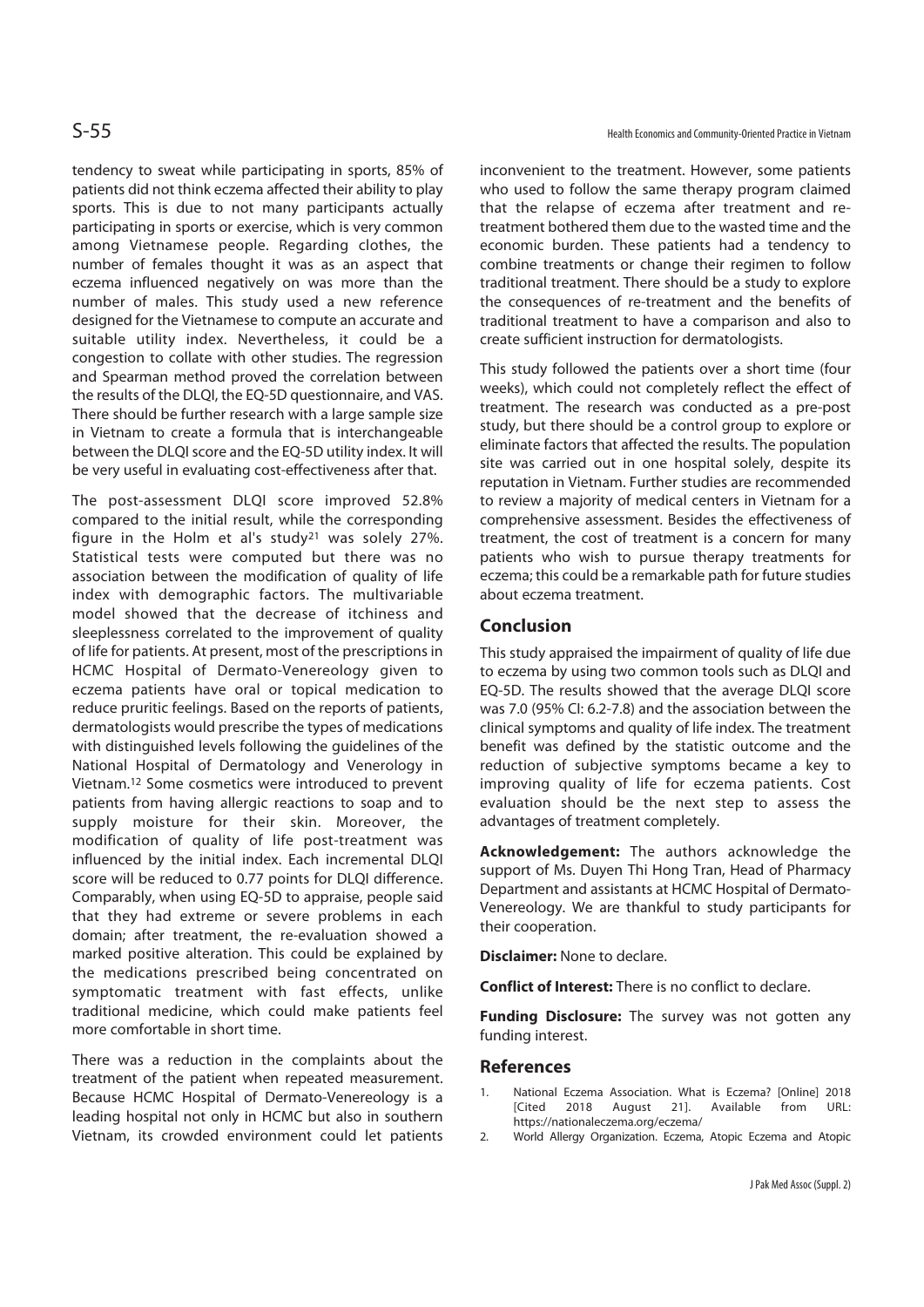tendency to sweat while participating in sports, 85% of patients did not think eczema affected their ability to play sports. This is due to not many participants actually participating in sports or exercise, which is very common among Vietnamese people. Regarding clothes, the number of females thought it was as an aspect that eczema influenced negatively on was more than the number of males. This study used a new reference designed for the Vietnamese to compute an accurate and suitable utility index. Nevertheless, it could be a congestion to collate with other studies. The regression and Spearman method proved the correlation between the results of the DLQI, the EQ-5D questionnaire, and VAS. There should be further research with a large sample size in Vietnam to create a formula that is interchangeable between the DLQI score and the EQ-5D utility index. It will be very useful in evaluating cost-effectiveness after that.

The post-assessment DLQI score improved 52.8% compared to the initial result, while the corresponding figure in the Holm et al's study[21] was solely 27%. Statistical tests were computed but there was no association between the modification of quality of life index with demographic factors. The multivariable model showed that the decrease of itchiness and sleeplessness correlated to the improvement of quality of life for patients. At present, most of the prescriptions in HCMC Hospital of Dermato-Venereology given to eczema patients have oral or topical medication to reduce pruritic feelings. Based on the reports of patients, dermatologists would prescribe the types of medications with distinguished levels following the guidelines of the National Hospital of Dermatology and Venerology in Vietnam.[12] Some cosmetics were introduced to prevent patients from having allergic reactions to soap and to supply moisture for their skin. Moreover, the modification of quality of life post-treatment was influenced by the initial index. Each incremental DLQI score will be reduced to 0.77 points for DLQI difference. Comparably, when using EQ-5D to appraise, people said that they had extreme or severe problems in each domain; after treatment, the re-evaluation showed a marked positive alteration. This could be explained by the medications prescribed being concentrated on symptomatic treatment with fast effects, unlike traditional medicine, which could make patients feel more comfortable in short time.

There was a reduction in the complaints about the treatment of the patient when repeated measurement. Because HCMC Hospital of Dermato-Venereology is a leading hospital not only in HCMC but also in southern Vietnam, its crowded environment could let patients inconvenient to the treatment. However, some patients who used to follow the same therapy program claimed that the relapse of eczema after treatment and re-treatment bothered them due to the wasted time and the economic burden. These patients had a tendency to combine treatments or change their regimen to follow traditional treatment. There should be a study to explore the consequences of re-treatment and the benefits of traditional treatment to have a comparison and also to create sufficient instruction for dermatologists.

This study followed the patients over a short time (four weeks), which could not completely reflect the effect of treatment. The research was conducted as a pre-post study, but there should be a control group to explore or eliminate factors that affected the results. The population site was carried out in one hospital solely, despite its reputation in Vietnam. Further studies are recommended to review a majority of medical centers in Vietnam for a comprehensive assessment. Besides the effectiveness of treatment, the cost of treatment is a concern for many patients who wish to pursue therapy treatments for eczema; this could be a remarkable path for future studies about eczema treatment.

## Conclusion

This study appraised the impairment of quality of life due to eczema by using two common tools such as DLQI and EQ-5D. The results showed that the average DLQI score was 7.0 (95% CI: 6.2-7.8) and the association between the clinical symptoms and quality of life index. The treatment benefit was defined by the statistic outcome and the reduction of subjective symptoms became a key to improving quality of life for eczema patients. Cost evaluation should be the next step to assess the advantages of treatment completely.

**Acknowledgement:** The authors acknowledge the support of Ms. Duyen Thi Hong Tran, Head of Pharmacy Department and assistants at HCMC Hospital of Dermato-Venereology. We are thankful to study participants for their cooperation.

**Disclaimer:** None to declare.

**Conflict of Interest:** There is no conflict to declare.

**Funding Disclosure:** The survey was not gotten any funding interest.

## References

1. National Eczema Association. What is Eczema? [Online] 2018 [Cited 2018 August 21]. Available from URL: https://nationaleczema.org/eczema/
2. World Allergy Organization. Eczema, Atopic Eczema and Atopic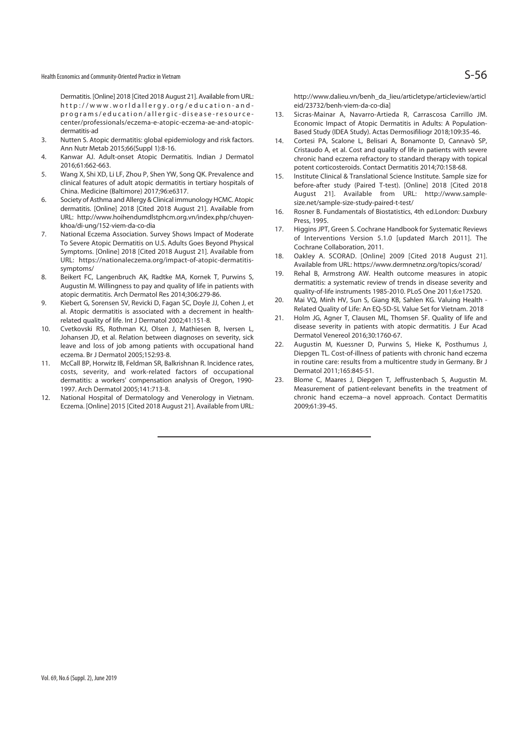Dermatitis. [Online] 2018 [Cited 2018 August 21]. Available from URL: http://www.worldallergy.org/education-and-programs/education/allergic-disease-resource-center/professionals/eczema-e-atopic-eczema-ae-and-atopic-dermatitis-ad

3. Nutten S. Atopic dermatitis: global epidemiology and risk factors. Ann Nutr Metab 2015;66(Suppl 1):8-16.
4. Kanwar AJ. Adult-onset Atopic Dermatitis. Indian J Dermatol 2016;61:662-663.
5. Wang X, Shi XD, Li LF, Zhou P, Shen YW, Song QK. Prevalence and clinical features of adult atopic dermatitis in tertiary hospitals of China. Medicine (Baltimore) 2017;96:e6317.
6. Society of Asthma and Allergy & Clinical immunology HCMC. Atopic dermatitis. [Online] 2018 [Cited 2018 August 21]. Available from URL: http://www.hoihendumdlstphcm.org.vn/index.php/chuyen-khoa/di-ung/152-viem-da-co-dia
7. National Eczema Association. Survey Shows Impact of Moderate To Severe Atopic Dermatitis on U.S. Adults Goes Beyond Physical Symptoms. [Online] 2018 [Cited 2018 August 21]. Available from URL: https://nationaleczema.org/impact-of-atopic-dermatitis-symptoms/
8. Beikert FC, Langenbruch AK, Radtke MA, Kornek T, Purwins S, Augustin M. Willingness to pay and quality of life in patients with atopic dermatitis. Arch Dermatol Res 2014;306:279-86.
9. Kiebert G, Sorensen SV, Revicki D, Fagan SC, Doyle JJ, Cohen J, et al. Atopic dermatitis is associated with a decrement in health-related quality of life. Int J Dermatol 2002;41:151-8.
10. Cvetkovski RS, Rothman KJ, Olsen J, Mathiesen B, Iversen L, Johansen JD, et al. Relation between diagnoses on severity, sick leave and loss of job among patients with occupational hand eczema. Br J Dermatol 2005;152:93-8.
11. McCall BP, Horwitz IB, Feldman SR, Balkrishnan R. Incidence rates, costs, severity, and work-related factors of occupational dermatitis: a workers' compensation analysis of Oregon, 1990-1997. Arch Dermatol 2005;141:713-8.
12. National Hospital of Dermatology and Venerology in Vietnam. Eczema. [Online] 2015 [Cited 2018 August 21]. Available from URL: http://www.dalieu.vn/benh_da_lieu/articletype/articleview/articleid/23732/benh-viem-da-co-dia]
13. Sicras-Mainar A, Navarro-Artieda R, Carrascosa Carrillo JM. Economic Impact of Atopic Dermatitis in Adults: A Population-Based Study (IDEA Study). Actas Dermosifiliogr 2018;109:35-46.
14. Cortesi PA, Scalone L, Belisari A, Bonamonte D, Cannavò SP, Cristaudo A, et al. Cost and quality of life in patients with severe chronic hand eczema refractory to standard therapy with topical potent corticosteroids. Contact Dermatitis 2014;70:158-68.
15. Institute Clinical & Translational Science Institute. Sample size for before-after study (Paired T-test). [Online] 2018 [Cited 2018 August 21]. Available from URL: http://www.sample-size.net/sample-size-study-paired-t-test/
16. Rosner B. Fundamentals of Biostatistics, 4th ed.London: Duxbury Press, 1995.
17. Higgins JPT, Green S. Cochrane Handbook for Systematic Reviews of Interventions Version 5.1.0 [updated March 2011]. The Cochrane Collaboration, 2011.
18. Oakley A. SCORAD. [Online] 2009 [Cited 2018 August 21]. Available from URL: https://www.dermnetnz.org/topics/scorad/
19. Rehal B, Armstrong AW. Health outcome measures in atopic dermatitis: a systematic review of trends in disease severity and quality-of-life instruments 1985-2010. PLoS One 2011;6:e17520.
20. Mai VQ, Minh HV, Sun S, Giang KB, Sahlen KG. Valuing Health - Related Quality of Life: An EQ-5D-5L Value Set for Vietnam. 2018
21. Holm JG, Agner T, Clausen ML, Thomsen SF. Quality of life and disease severity in patients with atopic dermatitis. J Eur Acad Dermatol Venereol 2016;30:1760-67.
22. Augustin M, Kuessner D, Purwins S, Hieke K, Posthumus J, Diepgen TL. Cost-of-illness of patients with chronic hand eczema in routine care: results from a multicentre study in Germany. Br J Dermatol 2011;165:845-51.
23. Blome C, Maares J, Diepgen T, Jeffrustenbach S, Augustin M. Measurement of patient-relevant benefits in the treatment of chronic hand eczema--a novel approach. Contact Dermatitis 2009;61:39-45.